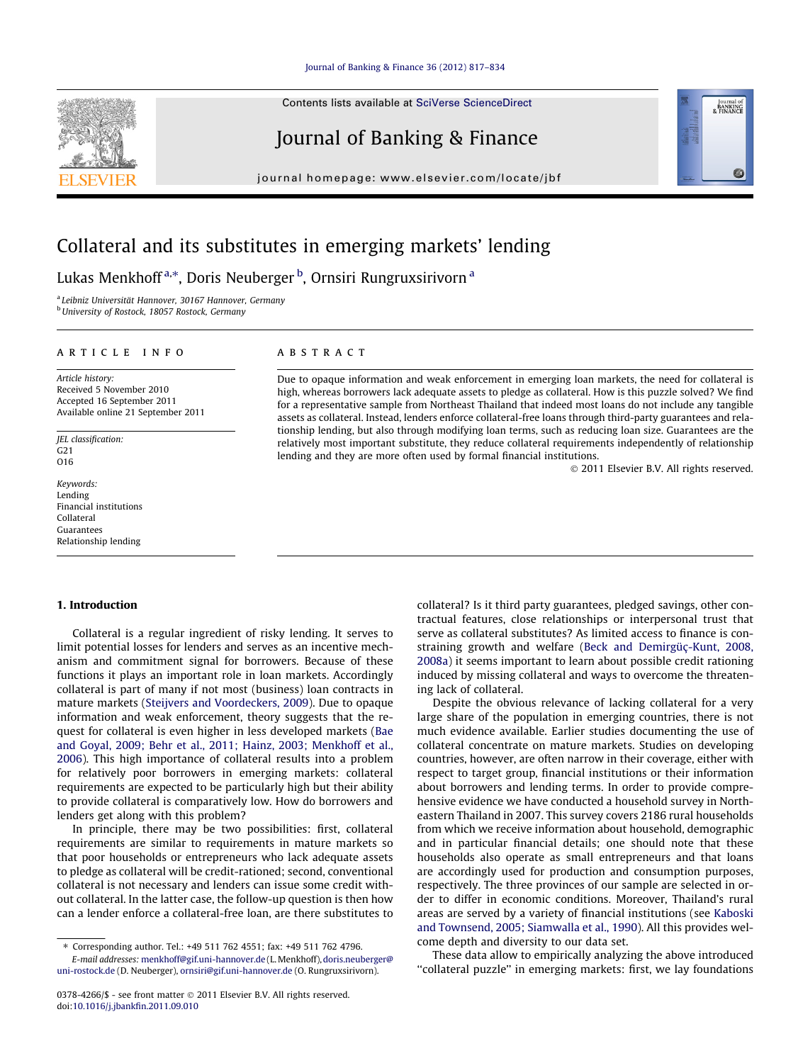# Collateral and its substitutes in emerging markets' lending

Lukas Menkhoff [a,*], Doris Neuberger [b], Ornsiri Rungruxsirivorn [a]

[a] Leibniz Universität Hannover, 30167 Hannover, Germany
[b] University of Rostock, 18057 Rostock, Germany

## ARTICLE INFO

*Article history:*
Received 5 November 2010
Accepted 16 September 2011
Available online 21 September 2011

*JEL classification:*
G21
O16

*Keywords:*
Lending
Financial institutions
Collateral
Guarantees
Relationship lending

## ABSTRACT

Due to opaque information and weak enforcement in emerging loan markets, the need for collateral is high, whereas borrowers lack adequate assets to pledge as collateral. How is this puzzle solved? We find for a representative sample from Northeast Thailand that indeed most loans do not include any tangible assets as collateral. Instead, lenders enforce collateral-free loans through third-party guarantees and relationship lending, but also through modifying loan terms, such as reducing loan size. Guarantees are the relatively most important substitute, they reduce collateral requirements independently of relationship lending and they are more often used by formal financial institutions.

© 2011 Elsevier B.V. All rights reserved.

## 1. Introduction

Collateral is a regular ingredient of risky lending. It serves to limit potential losses for lenders and serves as an incentive mechanism and commitment signal for borrowers. Because of these functions it plays an important role in loan markets. Accordingly collateral is part of many if not most (business) loan contracts in mature markets (Steijvers and Voordeckers, 2009). Due to opaque information and weak enforcement, theory suggests that the request for collateral is even higher in less developed markets (Bae and Goyal, 2009; Behr et al., 2011; Hainz, 2003; Menkhoff et al., 2006). This high importance of collateral results into a problem for relatively poor borrowers in emerging markets: collateral requirements are expected to be particularly high but their ability to provide collateral is comparatively low. How do borrowers and lenders get along with this problem?

In principle, there may be two possibilities: first, collateral requirements are similar to requirements in mature markets so that poor households or entrepreneurs who lack adequate assets to pledge as collateral will be credit-rationed; second, conventional collateral is not necessary and lenders can issue some credit without collateral. In the latter case, the follow-up question is then how can a lender enforce a collateral-free loan, are there substitutes to collateral? Is it third party guarantees, pledged savings, other contractual features, close relationships or interpersonal trust that serve as collateral substitutes? As limited access to finance is constraining growth and welfare (Beck and Demirgüç-Kunt, 2008, 2008a) it seems important to learn about possible credit rationing induced by missing collateral and ways to overcome the threatening lack of collateral.

Despite the obvious relevance of lacking collateral for a very large share of the population in emerging countries, there is not much evidence available. Earlier studies documenting the use of collateral concentrate on mature markets. Studies on developing countries, however, are often narrow in their coverage, either with respect to target group, financial institutions or their information about borrowers and lending terms. In order to provide comprehensive evidence we have conducted a household survey in Northeastern Thailand in 2007. This survey covers 2186 rural households from which we receive information about household, demographic and in particular financial details; one should note that these households also operate as small entrepreneurs and that loans are accordingly used for production and consumption purposes, respectively. The three provinces of our sample are selected in order to differ in economic conditions. Moreover, Thailand's rural areas are served by a variety of financial institutions (see Kaboski and Townsend, 2005; Siamwalla et al., 1990). All this provides welcome depth and diversity to our data set.

These data allow to empirically analyzing the above introduced "collateral puzzle" in emerging markets: first, we lay foundations

---

* Corresponding author. Tel.: +49 511 762 4551; fax: +49 511 762 4796.
*E-mail addresses:* menkhoff@gif.uni-hannover.de (L. Menkhoff), doris.neuberger@uni-rostock.de (D. Neuberger), ornsiri@gif.uni-hannover.de (O. Rungruxsirivorn).

0378-4266/$ - see front matter © 2011 Elsevier B.V. All rights reserved.
doi:10.1016/j.jbankfin.2011.09.010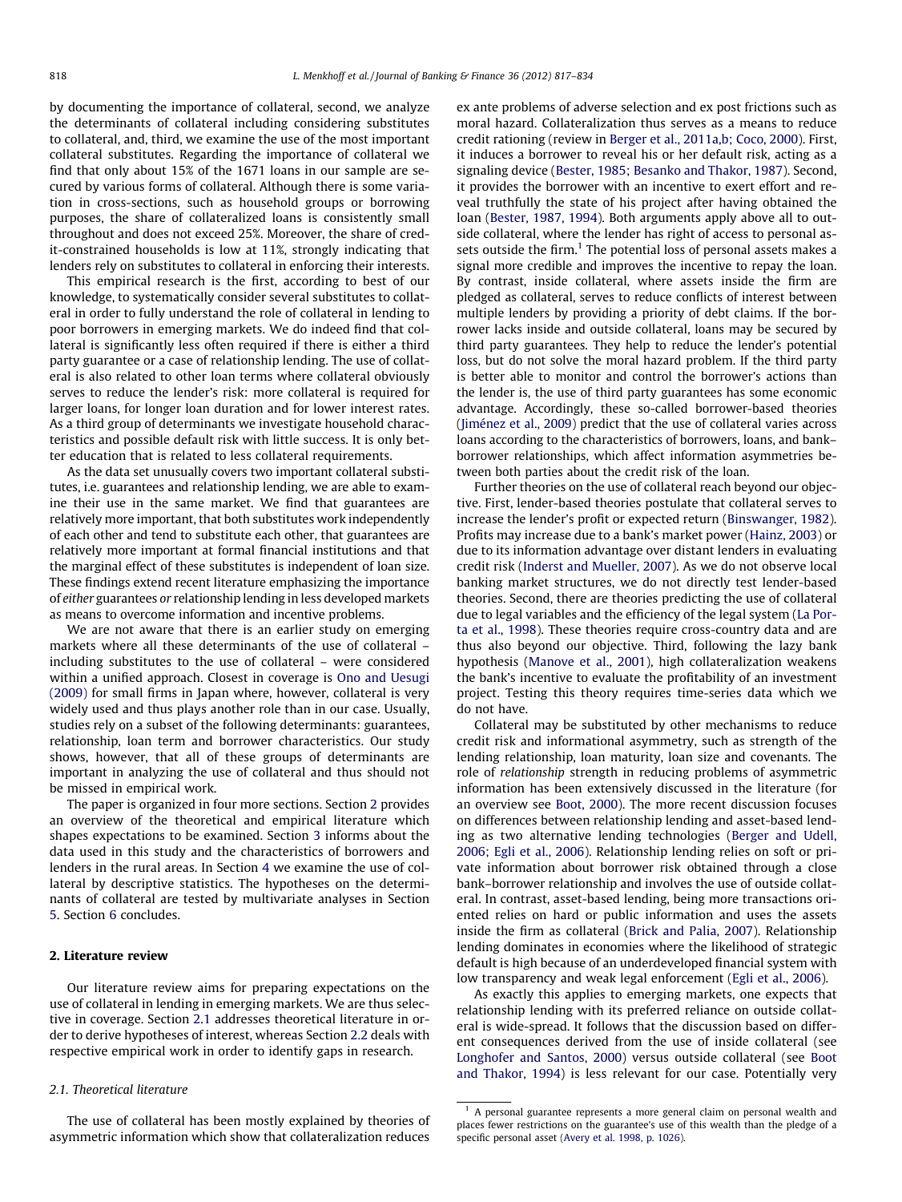by documenting the importance of collateral, second, we analyze the determinants of collateral including considering substitutes to collateral, and, third, we examine the use of the most important collateral substitutes. Regarding the importance of collateral we find that only about 15% of the 1671 loans in our sample are secured by various forms of collateral. Although there is some variation in cross-sections, such as household groups or borrowing purposes, the share of collateralized loans is consistently small throughout and does not exceed 25%. Moreover, the share of credit-constrained households is low at 11%, strongly indicating that lenders rely on substitutes to collateral in enforcing their interests.

This empirical research is the first, according to best of our knowledge, to systematically consider several substitutes to collateral in order to fully understand the role of collateral in lending to poor borrowers in emerging markets. We do indeed find that collateral is significantly less often required if there is either a third party guarantee or a case of relationship lending. The use of collateral is also related to other loan terms where collateral obviously serves to reduce the lender's risk: more collateral is required for larger loans, for longer loan duration and for lower interest rates. As a third group of determinants we investigate household characteristics and possible default risk with little success. It is only better education that is related to less collateral requirements.

As the data set unusually covers two important collateral substitutes, i.e. guarantees and relationship lending, we are able to examine their use in the same market. We find that guarantees are relatively more important, that both substitutes work independently of each other and tend to substitute each other, that guarantees are relatively more important at formal financial institutions and that the marginal effect of these substitutes is independent of loan size. These findings extend recent literature emphasizing the importance of *either* guarantees *or* relationship lending in less developed markets as means to overcome information and incentive problems.

We are not aware that there is an earlier study on emerging markets where all these determinants of the use of collateral – including substitutes to the use of collateral – were considered within a unified approach. Closest in coverage is Ono and Uesugi (2009) for small firms in Japan where, however, collateral is very widely used and thus plays another role than in our case. Usually, studies rely on a subset of the following determinants: guarantees, relationship, loan term and borrower characteristics. Our study shows, however, that all of these groups of determinants are important in analyzing the use of collateral and thus should not be missed in empirical work.

The paper is organized in four more sections. Section 2 provides an overview of the theoretical and empirical literature which shapes expectations to be examined. Section 3 informs about the data used in this study and the characteristics of borrowers and lenders in the rural areas. In Section 4 we examine the use of collateral by descriptive statistics. The hypotheses on the determinants of collateral are tested by multivariate analyses in Section 5. Section 6 concludes.

## 2. Literature review

Our literature review aims for preparing expectations on the use of collateral in lending in emerging markets. We are thus selective in coverage. Section 2.1 addresses theoretical literature in order to derive hypotheses of interest, whereas Section 2.2 deals with respective empirical work in order to identify gaps in research.

### 2.1. Theoretical literature

The use of collateral has been mostly explained by theories of asymmetric information which show that collateralization reduces ex ante problems of adverse selection and ex post frictions such as moral hazard. Collateralization thus serves as a means to reduce credit rationing (review in Berger et al., 2011a,b; Coco, 2000). First, it induces a borrower to reveal his or her default risk, acting as a signaling device (Bester, 1985; Besanko and Thakor, 1987). Second, it provides the borrower with an incentive to exert effort and reveal truthfully the state of his project after having obtained the loan (Bester, 1987, 1994). Both arguments apply above all to outside collateral, where the lender has right of access to personal assets outside the firm.[1] The potential loss of personal assets makes a signal more credible and improves the incentive to repay the loan. By contrast, inside collateral, where assets inside the firm are pledged as collateral, serves to reduce conflicts of interest between multiple lenders by providing a priority of debt claims. If the borrower lacks inside and outside collateral, loans may be secured by third party guarantees. They help to reduce the lender's potential loss, but do not solve the moral hazard problem. If the third party is better able to monitor and control the borrower's actions than the lender is, the use of third party guarantees has some economic advantage. Accordingly, these so-called borrower-based theories (Jiménez et al., 2009) predict that the use of collateral varies across loans according to the characteristics of borrowers, loans, and bank–borrower relationships, which affect information asymmetries between both parties about the credit risk of the loan.

Further theories on the use of collateral reach beyond our objective. First, lender-based theories postulate that collateral serves to increase the lender's profit or expected return (Binswanger, 1982). Profits may increase due to a bank's market power (Hainz, 2003) or due to its information advantage over distant lenders in evaluating credit risk (Inderst and Mueller, 2007). As we do not observe local banking market structures, we do not directly test lender-based theories. Second, there are theories predicting the use of collateral due to legal variables and the efficiency of the legal system (La Porta et al., 1998). These theories require cross-country data and are thus also beyond our objective. Third, following the lazy bank hypothesis (Manove et al., 2001), high collateralization weakens the bank's incentive to evaluate the profitability of an investment project. Testing this theory requires time-series data which we do not have.

Collateral may be substituted by other mechanisms to reduce credit risk and informational asymmetry, such as strength of the lending relationship, loan maturity, loan size and covenants. The role of *relationship* strength in reducing problems of asymmetric information has been extensively discussed in the literature (for an overview see Boot, 2000). The more recent discussion focuses on differences between relationship lending and asset-based lending as two alternative lending technologies (Berger and Udell, 2006; Egli et al., 2006). Relationship lending relies on soft or private information about borrower risk obtained through a close bank–borrower relationship and involves the use of outside collateral. In contrast, asset-based lending, being more transactions oriented relies on hard or public information and uses the assets inside the firm as collateral (Brick and Palia, 2007). Relationship lending dominates in economies where the likelihood of strategic default is high because of an underdeveloped financial system with low transparency and weak legal enforcement (Egli et al., 2006).

As exactly this applies to emerging markets, one expects that relationship lending with its preferred reliance on outside collateral is wide-spread. It follows that the discussion based on different consequences derived from the use of inside collateral (see Longhofer and Santos, 2000) versus outside collateral (see Boot and Thakor, 1994) is less relevant for our case. Potentially very

[1] A personal guarantee represents a more general claim on personal wealth and places fewer restrictions on the guarantee's use of this wealth than the pledge of a specific personal asset (Avery et al. 1998, p. 1026).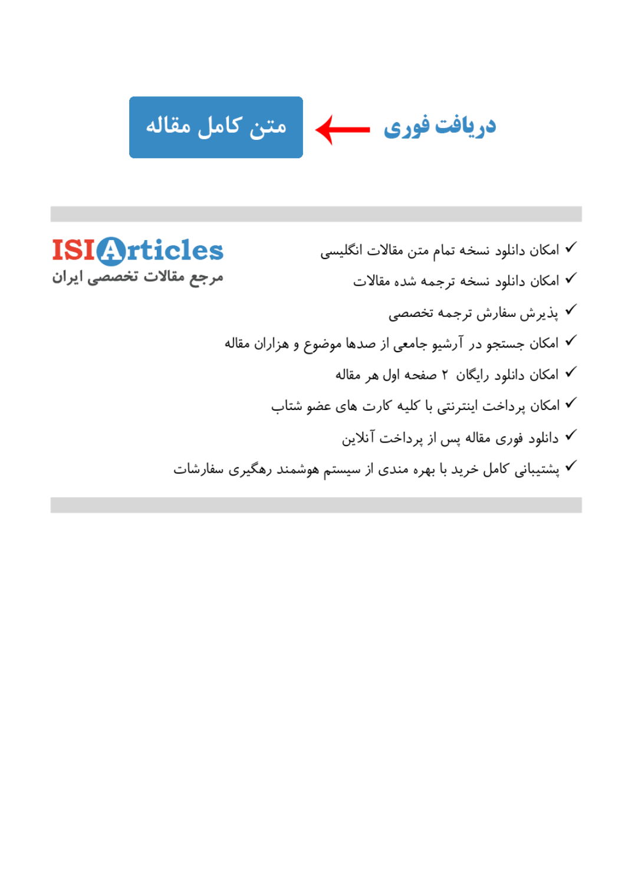دریافت فوری ← متن کامل مقاله

**ISIArticles**
مرجع مقالات تخصصی ایران

- ✓ امکان دانلود نسخه تمام متن مقالات انگلیسی
- ✓ امکان دانلود نسخه ترجمه شده مقالات
- ✓ پذیرش سفارش ترجمه تخصصی
- ✓ امکان جستجو در آرشیو جامعی از صدها موضوع و هزاران مقاله
- ✓ امکان دانلود رایگان ۲ صفحه اول هر مقاله
- ✓ امکان پرداخت اینترنتی با کلیه کارت های عضو شتاب
- ✓ دانلود فوری مقاله پس از پرداخت آنلاین
- ✓ پشتیبانی کامل خرید با بهره مندی از سیستم هوشمند رهگیری سفارشات